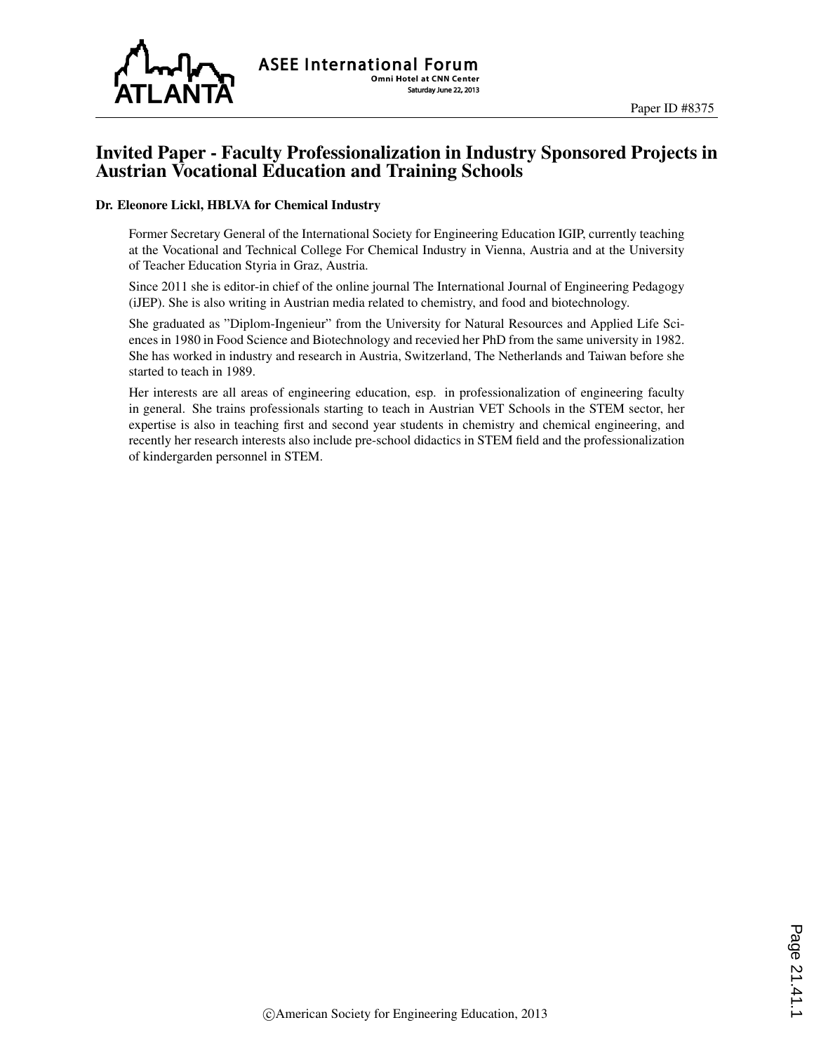# Invited Paper - Faculty Professionalization in Industry Sponsored Projects in Austrian Vocational Education and Training Schools

**Dr. Eleonore Lickl, HBLVA for Chemical Industry**

Former Secretary General of the International Society for Engineering Education IGIP, currently teaching at the Vocational and Technical College For Chemical Industry in Vienna, Austria and at the University of Teacher Education Styria in Graz, Austria.

Since 2011 she is editor-in chief of the online journal The International Journal of Engineering Pedagogy (iJEP). She is also writing in Austrian media related to chemistry, and food and biotechnology.

She graduated as "Diplom-Ingenieur" from the University for Natural Resources and Applied Life Sciences in 1980 in Food Science and Biotechnology and recevied her PhD from the same university in 1982. She has worked in industry and research in Austria, Switzerland, The Netherlands and Taiwan before she started to teach in 1989.

Her interests are all areas of engineering education, esp. in professionalization of engineering faculty in general. She trains professionals starting to teach in Austrian VET Schools in the STEM sector, her expertise is also in teaching first and second year students in chemistry and chemical engineering, and recently her research interests also include pre-school didactics in STEM field and the professionalization of kindergarden personnel in STEM.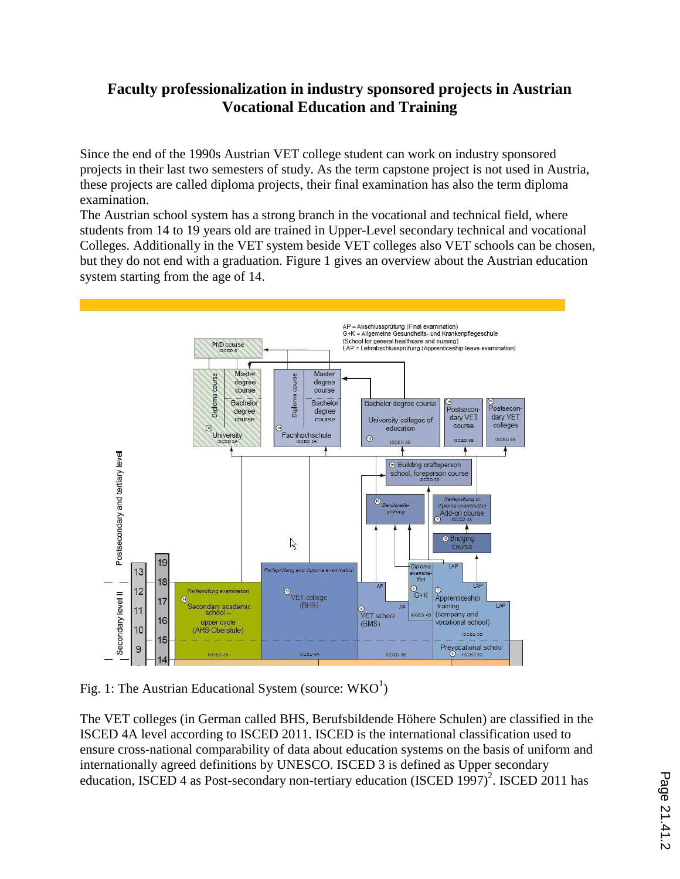# Faculty professionalization in industry sponsored projects in Austrian Vocational Education and Training

Since the end of the 1990s Austrian VET college student can work on industry sponsored projects in their last two semesters of study. As the term capstone project is not used in Austria, these projects are called diploma projects, their final examination has also the term diploma examination.

The Austrian school system has a strong branch in the vocational and technical field, where students from 14 to 19 years old are trained in Upper-Level secondary technical and vocational Colleges. Additionally in the VET system beside VET colleges also VET schools can be chosen, but they do not end with a graduation. Figure 1 gives an overview about the Austrian education system starting from the age of 14.

Fig. 1: The Austrian Educational System (source: WKO[1])

The VET colleges (in German called BHS, Berufsbildende Höhere Schulen) are classified in the ISCED 4A level according to ISCED 2011. ISCED is the international classification used to ensure cross-national comparability of data about education systems on the basis of uniform and internationally agreed definitions by UNESCO. ISCED 3 is defined as Upper secondary education, ISCED 4 as Post-secondary non-tertiary education (ISCED 1997)[2]. ISCED 2011 has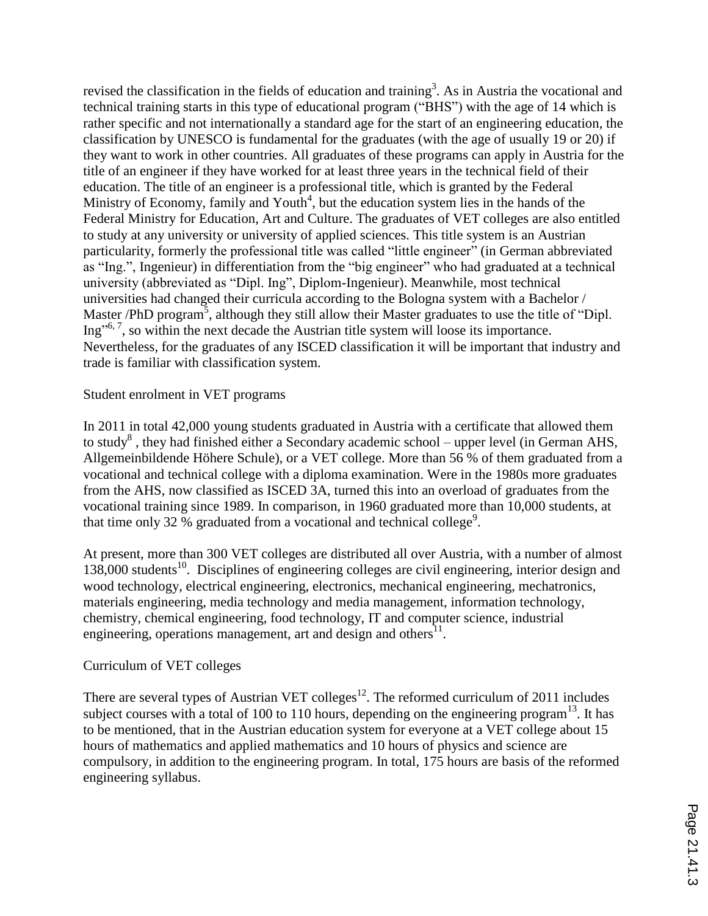revised the classification in the fields of education and training[3]. As in Austria the vocational and technical training starts in this type of educational program ("BHS") with the age of 14 which is rather specific and not internationally a standard age for the start of an engineering education, the classification by UNESCO is fundamental for the graduates (with the age of usually 19 or 20) if they want to work in other countries. All graduates of these programs can apply in Austria for the title of an engineer if they have worked for at least three years in the technical field of their education. The title of an engineer is a professional title, which is granted by the Federal Ministry of Economy, family and Youth[4], but the education system lies in the hands of the Federal Ministry for Education, Art and Culture. The graduates of VET colleges are also entitled to study at any university or university of applied sciences. This title system is an Austrian particularity, formerly the professional title was called "little engineer" (in German abbreviated as "Ing.", Ingenieur) in differentiation from the "big engineer" who had graduated at a technical university (abbreviated as "Dipl. Ing", Diplom-Ingenieur). Meanwhile, most technical universities had changed their curricula according to the Bologna system with a Bachelor / Master /PhD program[5], although they still allow their Master graduates to use the title of "Dipl. Ing"[6, 7], so within the next decade the Austrian title system will loose its importance. Nevertheless, for the graduates of any ISCED classification it will be important that industry and trade is familiar with classification system.

## Student enrolment in VET programs

In 2011 in total 42,000 young students graduated in Austria with a certificate that allowed them to study[8] , they had finished either a Secondary academic school – upper level (in German AHS, Allgemeinbildende Höhere Schule), or a VET college. More than 56 % of them graduated from a vocational and technical college with a diploma examination. Were in the 1980s more graduates from the AHS, now classified as ISCED 3A, turned this into an overload of graduates from the vocational training since 1989. In comparison, in 1960 graduated more than 10,000 students, at that time only 32 % graduated from a vocational and technical college[9].

At present, more than 300 VET colleges are distributed all over Austria, with a number of almost 138,000 students[10]. Disciplines of engineering colleges are civil engineering, interior design and wood technology, electrical engineering, electronics, mechanical engineering, mechatronics, materials engineering, media technology and media management, information technology, chemistry, chemical engineering, food technology, IT and computer science, industrial engineering, operations management, art and design and others[11].

## Curriculum of VET colleges

There are several types of Austrian VET colleges[12]. The reformed curriculum of 2011 includes subject courses with a total of 100 to 110 hours, depending on the engineering program[13]. It has to be mentioned, that in the Austrian education system for everyone at a VET college about 15 hours of mathematics and applied mathematics and 10 hours of physics and science are compulsory, in addition to the engineering program. In total, 175 hours are basis of the reformed engineering syllabus.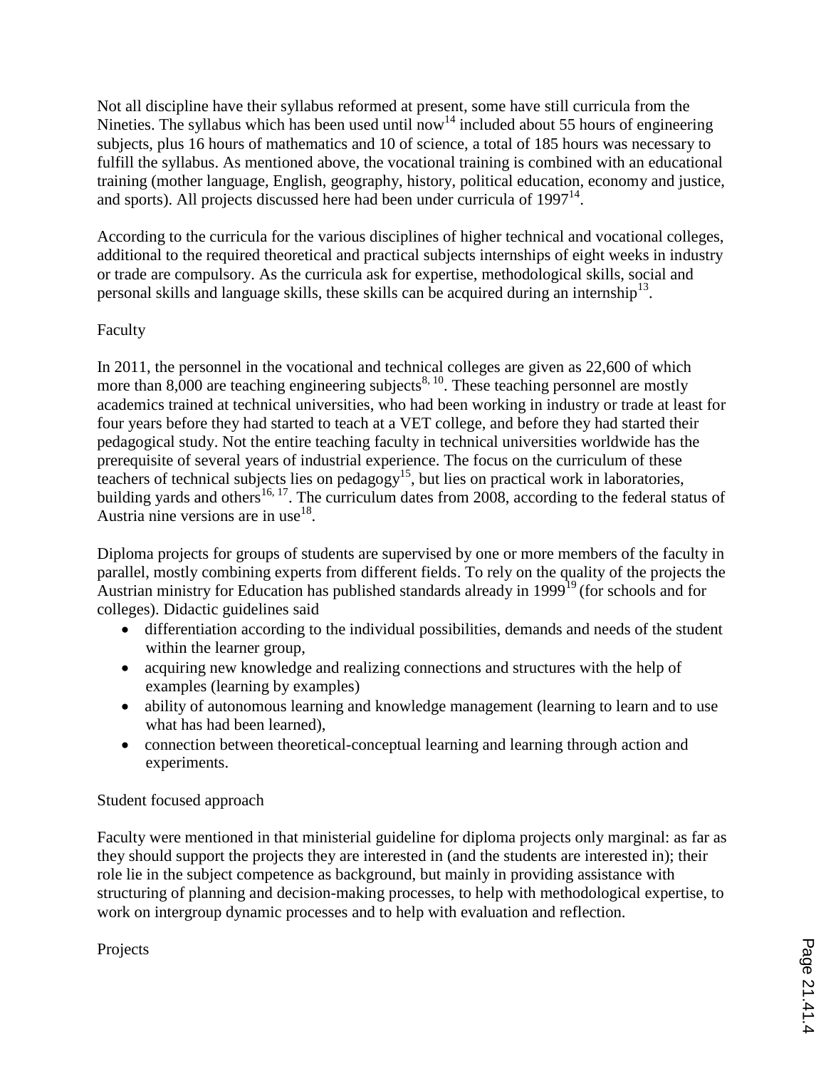Not all discipline have their syllabus reformed at present, some have still curricula from the Nineties. The syllabus which has been used until now[14] included about 55 hours of engineering subjects, plus 16 hours of mathematics and 10 of science, a total of 185 hours was necessary to fulfill the syllabus. As mentioned above, the vocational training is combined with an educational training (mother language, English, geography, history, political education, economy and justice, and sports). All projects discussed here had been under curricula of 1997[14].

According to the curricula for the various disciplines of higher technical and vocational colleges, additional to the required theoretical and practical subjects internships of eight weeks in industry or trade are compulsory. As the curricula ask for expertise, methodological skills, social and personal skills and language skills, these skills can be acquired during an internship[13].

## Faculty

In 2011, the personnel in the vocational and technical colleges are given as 22,600 of which more than 8,000 are teaching engineering subjects[8, 10]. These teaching personnel are mostly academics trained at technical universities, who had been working in industry or trade at least for four years before they had started to teach at a VET college, and before they had started their pedagogical study. Not the entire teaching faculty in technical universities worldwide has the prerequisite of several years of industrial experience. The focus on the curriculum of these teachers of technical subjects lies on pedagogy[15], but lies on practical work in laboratories, building yards and others[16, 17]. The curriculum dates from 2008, according to the federal status of Austria nine versions are in use[18].

Diploma projects for groups of students are supervised by one or more members of the faculty in parallel, mostly combining experts from different fields. To rely on the quality of the projects the Austrian ministry for Education has published standards already in 1999[19] (for schools and for colleges). Didactic guidelines said

- differentiation according to the individual possibilities, demands and needs of the student within the learner group,
- acquiring new knowledge and realizing connections and structures with the help of examples (learning by examples)
- ability of autonomous learning and knowledge management (learning to learn and to use what has had been learned),
- connection between theoretical-conceptual learning and learning through action and experiments.

## Student focused approach

Faculty were mentioned in that ministerial guideline for diploma projects only marginal: as far as they should support the projects they are interested in (and the students are interested in); their role lie in the subject competence as background, but mainly in providing assistance with structuring of planning and decision-making processes, to help with methodological expertise, to work on intergroup dynamic processes and to help with evaluation and reflection.

## Projects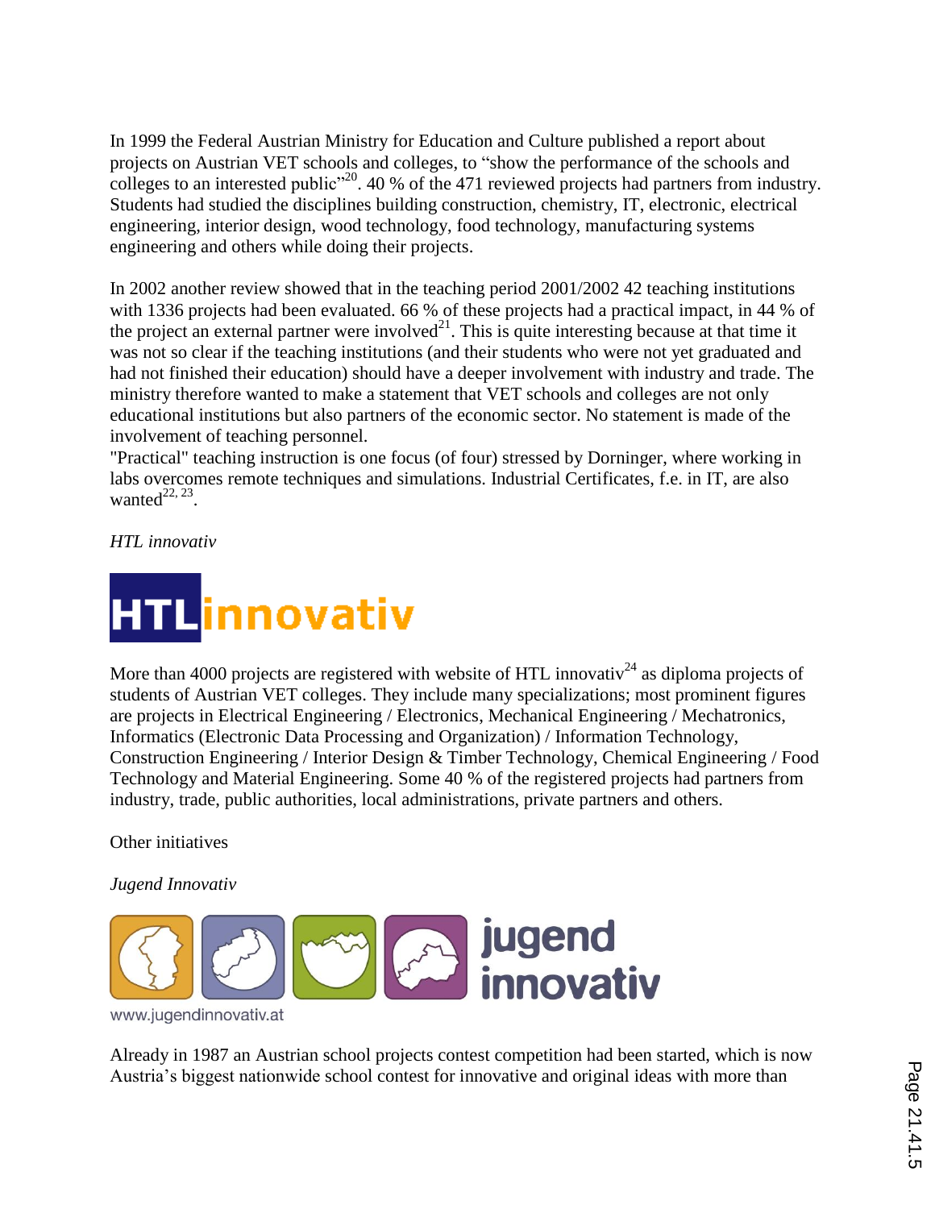In 1999 the Federal Austrian Ministry for Education and Culture published a report about projects on Austrian VET schools and colleges, to “show the performance of the schools and colleges to an interested public”[20]. 40 % of the 471 reviewed projects had partners from industry. Students had studied the disciplines building construction, chemistry, IT, electronic, electrical engineering, interior design, wood technology, food technology, manufacturing systems engineering and others while doing their projects.

In 2002 another review showed that in the teaching period 2001/2002 42 teaching institutions with 1336 projects had been evaluated. 66 % of these projects had a practical impact, in 44 % of the project an external partner were involved[21]. This is quite interesting because at that time it was not so clear if the teaching institutions (and their students who were not yet graduated and had not finished their education) should have a deeper involvement with industry and trade. The ministry therefore wanted to make a statement that VET schools and colleges are not only educational institutions but also partners of the economic sector. No statement is made of the involvement of teaching personnel.
"Practical" teaching instruction is one focus (of four) stressed by Dorninger, where working in labs overcomes remote techniques and simulations. Industrial Certificates, f.e. in IT, are also wanted[22, 23].

*HTL innovativ*

HTLinnovativ

More than 4000 projects are registered with website of HTL innovativ[24] as diploma projects of students of Austrian VET colleges. They include many specializations; most prominent figures are projects in Electrical Engineering / Electronics, Mechanical Engineering / Mechatronics, Informatics (Electronic Data Processing and Organization) / Information Technology, Construction Engineering / Interior Design & Timber Technology, Chemical Engineering / Food Technology and Material Engineering. Some 40 % of the registered projects had partners from industry, trade, public authorities, local administrations, private partners and others.

Other initiatives

*Jugend Innovativ*

jugend innovativ

www.jugendinnovativ.at

Already in 1987 an Austrian school projects contest competition had been started, which is now Austria’s biggest nationwide school contest for innovative and original ideas with more than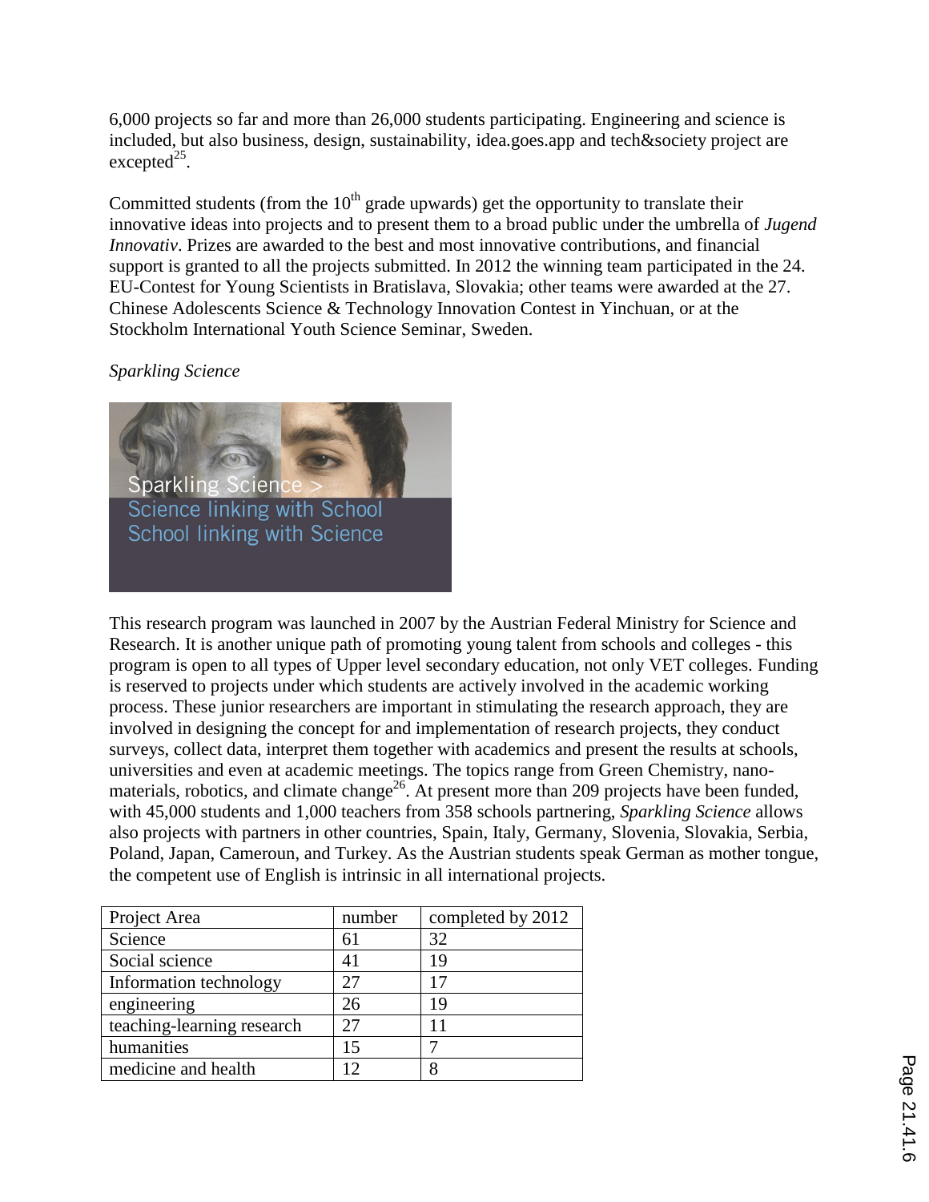6,000 projects so far and more than 26,000 students participating. Engineering and science is included, but also business, design, sustainability, idea.goes.app and tech&society project are excepted[25].

Committed students (from the 10th grade upwards) get the opportunity to translate their innovative ideas into projects and to present them to a broad public under the umbrella of *Jugend Innovativ*. Prizes are awarded to the best and most innovative contributions, and financial support is granted to all the projects submitted. In 2012 the winning team participated in the 24. EU-Contest for Young Scientists in Bratislava, Slovakia; other teams were awarded at the 27. Chinese Adolescents Science & Technology Innovation Contest in Yinchuan, or at the Stockholm International Youth Science Seminar, Sweden.

*Sparkling Science*

Sparkling Science >
Science linking with School
School linking with Science

This research program was launched in 2007 by the Austrian Federal Ministry for Science and Research. It is another unique path of promoting young talent from schools and colleges - this program is open to all types of Upper level secondary education, not only VET colleges. Funding is reserved to projects under which students are actively involved in the academic working process. These junior researchers are important in stimulating the research approach, they are involved in designing the concept for and implementation of research projects, they conduct surveys, collect data, interpret them together with academics and present the results at schools, universities and even at academic meetings. The topics range from Green Chemistry, nano-materials, robotics, and climate change[26]. At present more than 209 projects have been funded, with 45,000 students and 1,000 teachers from 358 schools partnering, *Sparkling Science* allows also projects with partners in other countries, Spain, Italy, Germany, Slovenia, Slovakia, Serbia, Poland, Japan, Cameroun, and Turkey. As the Austrian students speak German as mother tongue, the competent use of English is intrinsic in all international projects.

| Project Area | number | completed by 2012 |
| --- | --- | --- |
| Science | 61 | 32 |
| Social science | 41 | 19 |
| Information technology | 27 | 17 |
| engineering | 26 | 19 |
| teaching-learning research | 27 | 11 |
| humanities | 15 | 7 |
| medicine and health | 12 | 8 |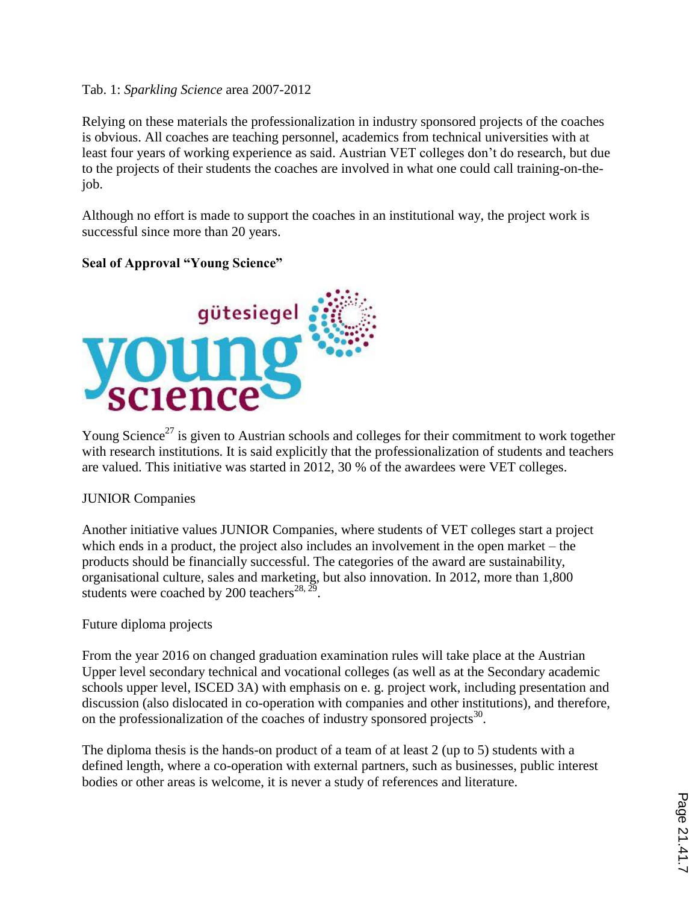Tab. 1: *Sparkling Science* area 2007-2012

Relying on these materials the professionalization in industry sponsored projects of the coaches is obvious. All coaches are teaching personnel, academics from technical universities with at least four years of working experience as said. Austrian VET colleges don't do research, but due to the projects of their students the coaches are involved in what one could call training-on-the-job.

Although no effort is made to support the coaches in an institutional way, the project work is successful since more than 20 years.

**Seal of Approval "Young Science"**

Young Science[27] is given to Austrian schools and colleges for their commitment to work together with research institutions. It is said explicitly that the professionalization of students and teachers are valued. This initiative was started in 2012, 30 % of the awardees were VET colleges.

JUNIOR Companies

Another initiative values JUNIOR Companies, where students of VET colleges start a project which ends in a product, the project also includes an involvement in the open market – the products should be financially successful. The categories of the award are sustainability, organisational culture, sales and marketing, but also innovation. In 2012, more than 1,800 students were coached by 200 teachers[28, 29].

Future diploma projects

From the year 2016 on changed graduation examination rules will take place at the Austrian Upper level secondary technical and vocational colleges (as well as at the Secondary academic schools upper level, ISCED 3A) with emphasis on e. g. project work, including presentation and discussion (also dislocated in co-operation with companies and other institutions), and therefore, on the professionalization of the coaches of industry sponsored projects[30].

The diploma thesis is the hands-on product of a team of at least 2 (up to 5) students with a defined length, where a co-operation with external partners, such as businesses, public interest bodies or other areas is welcome, it is never a study of references and literature.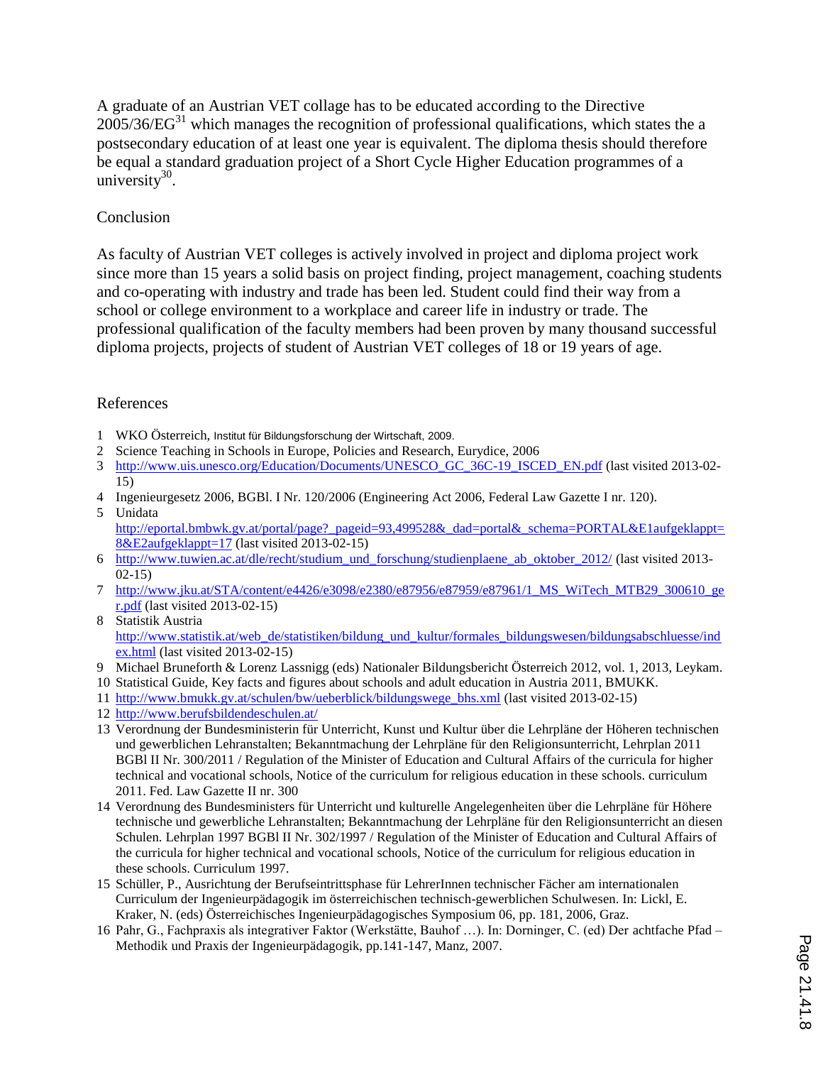A graduate of an Austrian VET collage has to be educated according to the Directive 2005/36/EG[31] which manages the recognition of professional qualifications, which states the a postsecondary education of at least one year is equivalent. The diploma thesis should therefore be equal a standard graduation project of a Short Cycle Higher Education programmes of a university[30].

## Conclusion

As faculty of Austrian VET colleges is actively involved in project and diploma project work since more than 15 years a solid basis on project finding, project management, coaching students and co-operating with industry and trade has been led. Student could find their way from a school or college environment to a workplace and career life in industry or trade. The professional qualification of the faculty members had been proven by many thousand successful diploma projects, projects of student of Austrian VET colleges of 18 or 19 years of age.

## References

1. WKO Österreich, Institut für Bildungsforschung der Wirtschaft, 2009.
2. Science Teaching in Schools in Europe, Policies and Research, Eurydice, 2006
3. http://www.uis.unesco.org/Education/Documents/UNESCO_GC_36C-19_ISCED_EN.pdf (last visited 2013-02-15)
4. Ingenieurgesetz 2006, BGBl. I Nr. 120/2006 (Engineering Act 2006, Federal Law Gazette I nr. 120).
5. Unidata http://eportal.bmbwk.gv.at/portal/page?_pageid=93,499528&_dad=portal&_schema=PORTAL&E1aufgeklappt=8&E2aufgeklappt=17 (last visited 2013-02-15)
6. http://www.tuwien.ac.at/dle/recht/studium_und_forschung/studienplaene_ab_oktober_2012/ (last visited 2013-02-15)
7. http://www.jku.at/STA/content/e4426/e3098/e2380/e87956/e87959/e87961/1_MS_WiTech_MTB29_300610_ger.pdf (last visited 2013-02-15)
8. Statistik Austria http://www.statistik.at/web_de/statistiken/bildung_und_kultur/formales_bildungswesen/bildungsabschluesse/index.html (last visited 2013-02-15)
9. Michael Bruneforth & Lorenz Lassnigg (eds) Nationaler Bildungsbericht Österreich 2012, vol. 1, 2013, Leykam.
10. Statistical Guide, Key facts and figures about schools and adult education in Austria 2011, BMUKK.
11. http://www.bmukk.gv.at/schulen/bw/ueberblick/bildungswege_bhs.xml (last visited 2013-02-15)
12. http://www.berufsbildendeschulen.at/
13. Verordnung der Bundesministerin für Unterricht, Kunst und Kultur über die Lehrpläne der Höheren technischen und gewerblichen Lehranstalten; Bekanntmachung der Lehrpläne für den Religionsunterricht, Lehrplan 2011 BGBl II Nr. 300/2011 / Regulation of the Minister of Education and Cultural Affairs of the curricula for higher technical and vocational schools, Notice of the curriculum for religious education in these schools. curriculum 2011. Fed. Law Gazette II nr. 300
14. Verordnung des Bundesministers für Unterricht und kulturelle Angelegenheiten über die Lehrpläne für Höhere technische und gewerbliche Lehranstalten; Bekanntmachung der Lehrpläne für den Religionsunterricht an diesen Schulen. Lehrplan 1997 BGBl II Nr. 302/1997 / Regulation of the Minister of Education and Cultural Affairs of the curricula for higher technical and vocational schools, Notice of the curriculum for religious education in these schools. Curriculum 1997.
15. Schüller, P., Ausrichtung der Berufseintrittsphase für LehrerInnen technischer Fächer am internationalen Curriculum der Ingenieurpädagogik im österreichischen technisch-gewerblichen Schulwesen. In: Lickl, E. Kraker, N. (eds) Österreichisches Ingenieurpädagogisches Symposium 06, pp. 181, 2006, Graz.
16. Pahr, G., Fachpraxis als integrativer Faktor (Werkstätte, Bauhof …). In: Dorninger, C. (ed) Der achtfache Pfad – Methodik und Praxis der Ingenieurpädagogik, pp.141-147, Manz, 2007.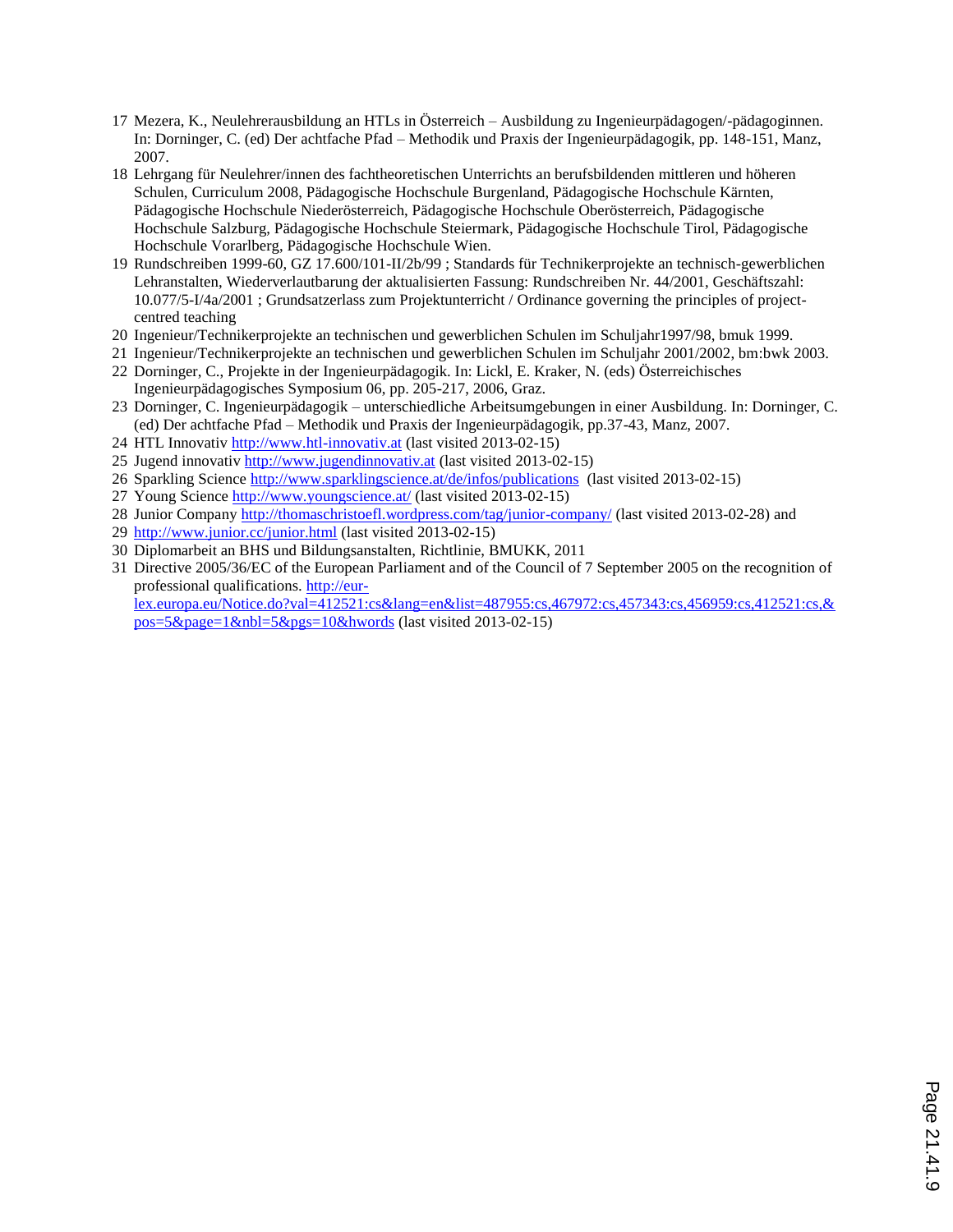17 Mezera, K., Neulehrerausbildung an HTLs in Österreich – Ausbildung zu Ingenieurpädagogen/-pädagoginnen. In: Dorninger, C. (ed) Der achtfache Pfad – Methodik und Praxis der Ingenieurpädagogik, pp. 148-151, Manz, 2007.

18 Lehrgang für Neulehrer/innen des fachtheoretischen Unterrichts an berufsbildenden mittleren und höheren Schulen, Curriculum 2008, Pädagogische Hochschule Burgenland, Pädagogische Hochschule Kärnten, Pädagogische Hochschule Niederösterreich, Pädagogische Hochschule Oberösterreich, Pädagogische Hochschule Salzburg, Pädagogische Hochschule Steiermark, Pädagogische Hochschule Tirol, Pädagogische Hochschule Vorarlberg, Pädagogische Hochschule Wien.

19 Rundschreiben 1999-60, GZ 17.600/101-II/2b/99 ; Standards für Technikerprojekte an technisch-gewerblichen Lehranstalten, Wiederverlautbarung der aktualisierten Fassung: Rundschreiben Nr. 44/2001, Geschäftszahl: 10.077/5-I/4a/2001 ; Grundsatzerlass zum Projektunterricht / Ordinance governing the principles of project-centred teaching

20 Ingenieur/Technikerprojekte an technischen und gewerblichen Schulen im Schuljahr1997/98, bmuk 1999.

21 Ingenieur/Technikerprojekte an technischen und gewerblichen Schulen im Schuljahr 2001/2002, bm:bwk 2003.

22 Dorninger, C., Projekte in der Ingenieurpädagogik. In: Lickl, E. Kraker, N. (eds) Österreichisches Ingenieurpädagogisches Symposium 06, pp. 205-217, 2006, Graz.

23 Dorninger, C. Ingenieurpädagogik – unterschiedliche Arbeitsumgebungen in einer Ausbildung. In: Dorninger, C. (ed) Der achtfache Pfad – Methodik und Praxis der Ingenieurpädagogik, pp.37-43, Manz, 2007.

24 HTL Innovativ http://www.htl-innovativ.at (last visited 2013-02-15)

25 Jugend innovativ http://www.jugendinnovativ.at (last visited 2013-02-15)

26 Sparkling Science http://www.sparklingscience.at/de/infos/publications (last visited 2013-02-15)

27 Young Science http://www.youngscience.at/ (last visited 2013-02-15)

28 Junior Company http://thomaschristoefl.wordpress.com/tag/junior-company/ (last visited 2013-02-28) and

29 http://www.junior.cc/junior.html (last visited 2013-02-15)

30 Diplomarbeit an BHS und Bildungsanstalten, Richtlinie, BMUKK, 2011

31 Directive 2005/36/EC of the European Parliament and of the Council of 7 September 2005 on the recognition of professional qualifications. http://eur-lex.europa.eu/Notice.do?val=412521:cs&lang=en&list=487955:cs,467972:cs,457343:cs,456959:cs,412521:cs,&pos=5&page=1&nbl=5&pgs=10&hwords (last visited 2013-02-15)